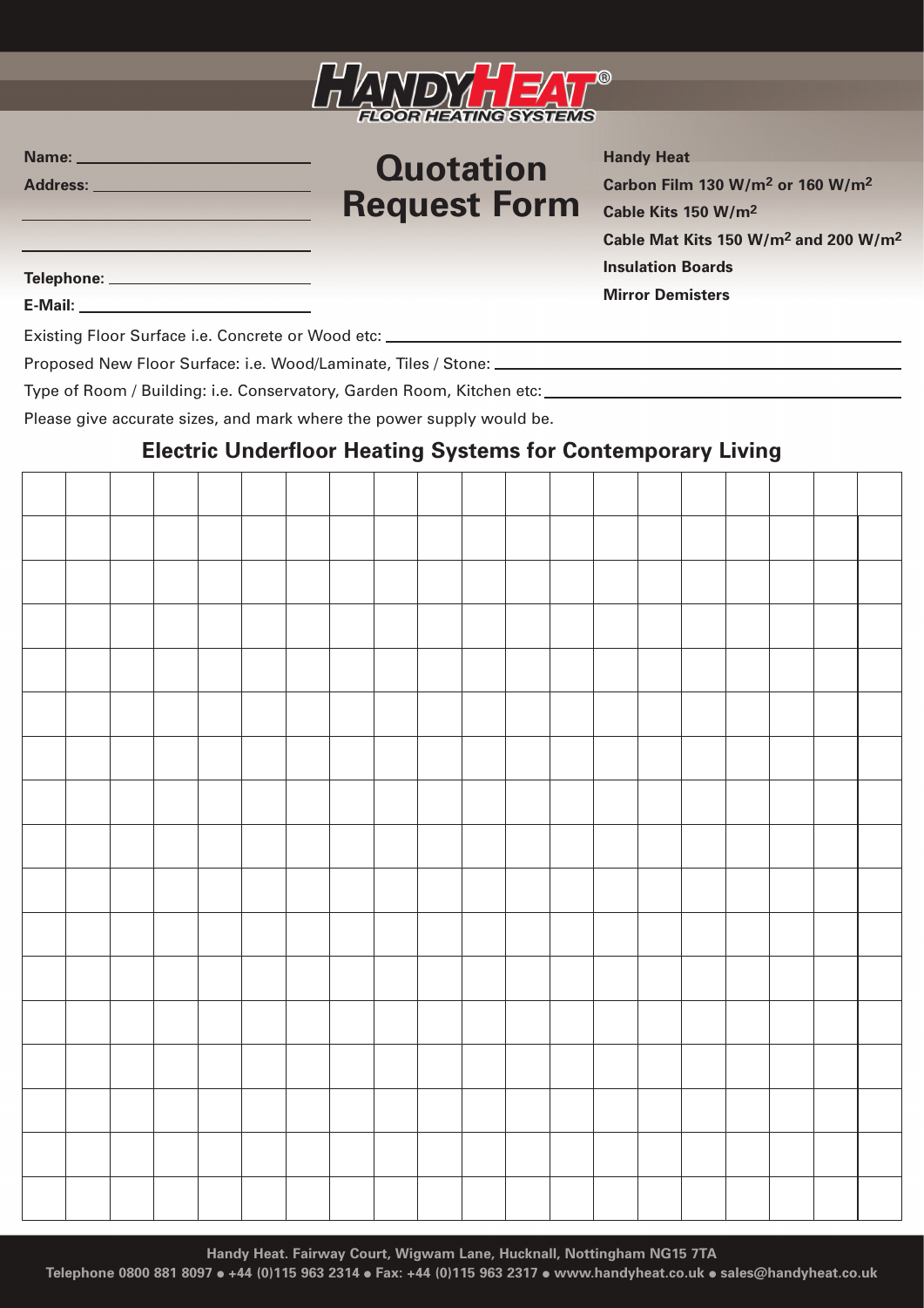# HANDYHEAT®

FLOOR HEATING SYSTEMS

## Quotation Request Form

**Name:** ____________________

**Address:** ____________________

____________________

____________________

**Telephone:** ____________________

**E-Mail:** ____________________

**Handy Heat**

**Carbon Film 130 W/m$^2$ or 160 W/m$^2$**

**Cable Kits 150 W/m$^2$**

**Cable Mat Kits 150 W/m$^2$ and 200 W/m$^2$**

**Insulation Boards**

**Mirror Demisters**

Existing Floor Surface i.e. Concrete or Wood etc: ____________________

Proposed New Floor Surface: i.e. Wood/Laminate, Tiles / Stone: ____________________

Type of Room / Building: i.e. Conservatory, Garden Room, Kitchen etc: ____________________

Please give accurate sizes, and mark where the power supply would be.

### Electric Underfloor Heating Systems for Contemporary Living

| | | | | | | | | | | | | | | | | | | | |
|---|---|---|---|---|---|---|---|---|---|---|---|---|---|---|---|---|---|---|---|
| | | | | | | | | | | | | | | | | | | | |
| | | | | | | | | | | | | | | | | | | | |
| | | | | | | | | | | | | | | | | | | | |
| | | | | | | | | | | | | | | | | | | | |
| | | | | | | | | | | | | | | | | | | | |
| | | | | | | | | | | | | | | | | | | | |
| | | | | | | | | | | | | | | | | | | | |
| | | | | | | | | | | | | | | | | | | | |
| | | | | | | | | | | | | | | | | | | | |
| | | | | | | | | | | | | | | | | | | | |
| | | | | | | | | | | | | | | | | | | | |
| | | | | | | | | | | | | | | | | | | | |
| | | | | | | | | | | | | | | | | | | | |
| | | | | | | | | | | | | | | | | | | | |
| | | | | | | | | | | | | | | | | | | | |
| | | | | | | | | | | | | | | | | | | | |

Handy Heat. Fairway Court, Wigwam Lane, Hucknall, Nottingham NG15 7TA

Telephone 0800 881 8097 • +44 (0)115 963 2314 • Fax: +44 (0)115 963 2317 • www.handyheat.co.uk • sales@handyheat.co.uk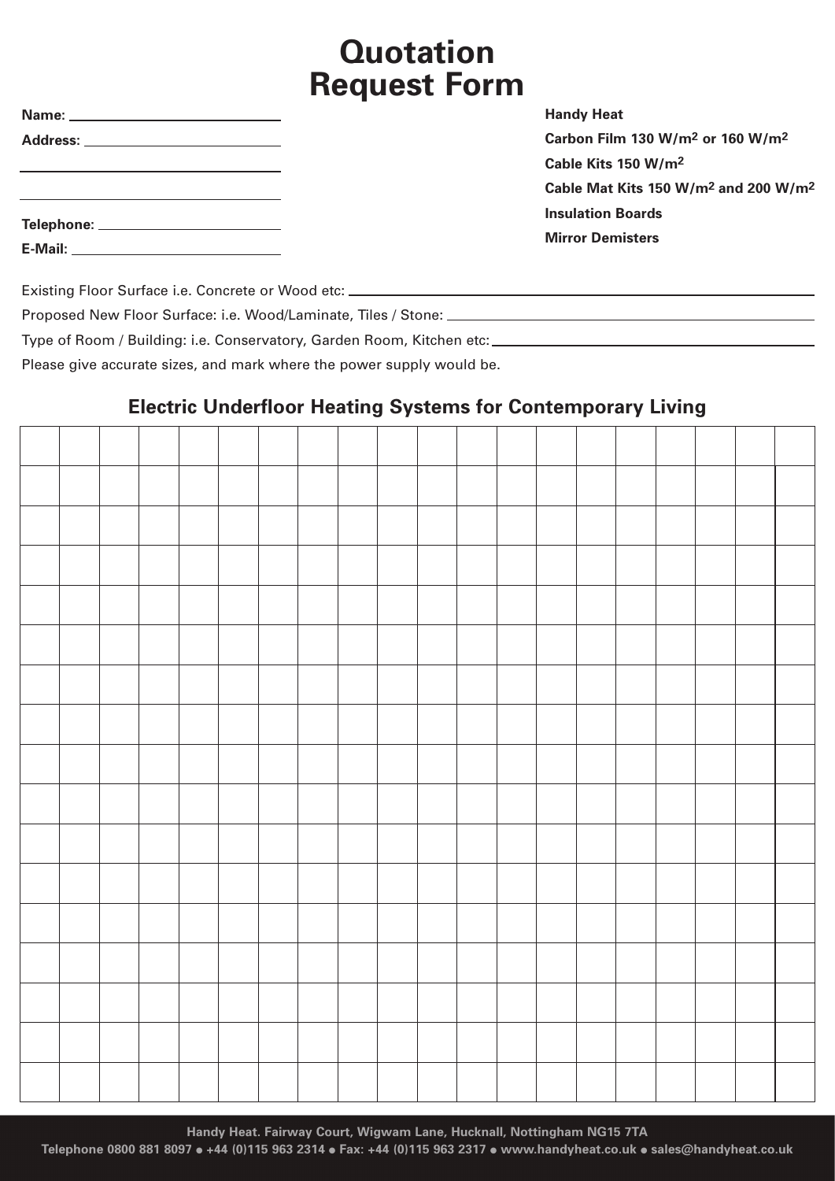# Quotation Request Form

**Name:**

**Address:**

**Telephone:**

**E-Mail:**

**Handy Heat**

**Carbon Film 130 W/m² or 160 W/m²**

**Cable Kits 150 W/m²**

**Cable Mat Kits 150 W/m² and 200 W/m²**

**Insulation Boards**

**Mirror Demisters**

Existing Floor Surface i.e. Concrete or Wood etc:

Proposed New Floor Surface: i.e. Wood/Laminate, Tiles / Stone:

Type of Room / Building: i.e. Conservatory, Garden Room, Kitchen etc:

Please give accurate sizes, and mark where the power supply would be.

## Electric Underfloor Heating Systems for Contemporary Living

**Handy Heat. Fairway Court, Wigwam Lane, Hucknall, Nottingham NG15 7TA**

**Telephone 0800 881 8097 • +44 (0)115 963 2314 • Fax: +44 (0)115 963 2317 • www.handyheat.co.uk • sales@handyheat.co.uk**